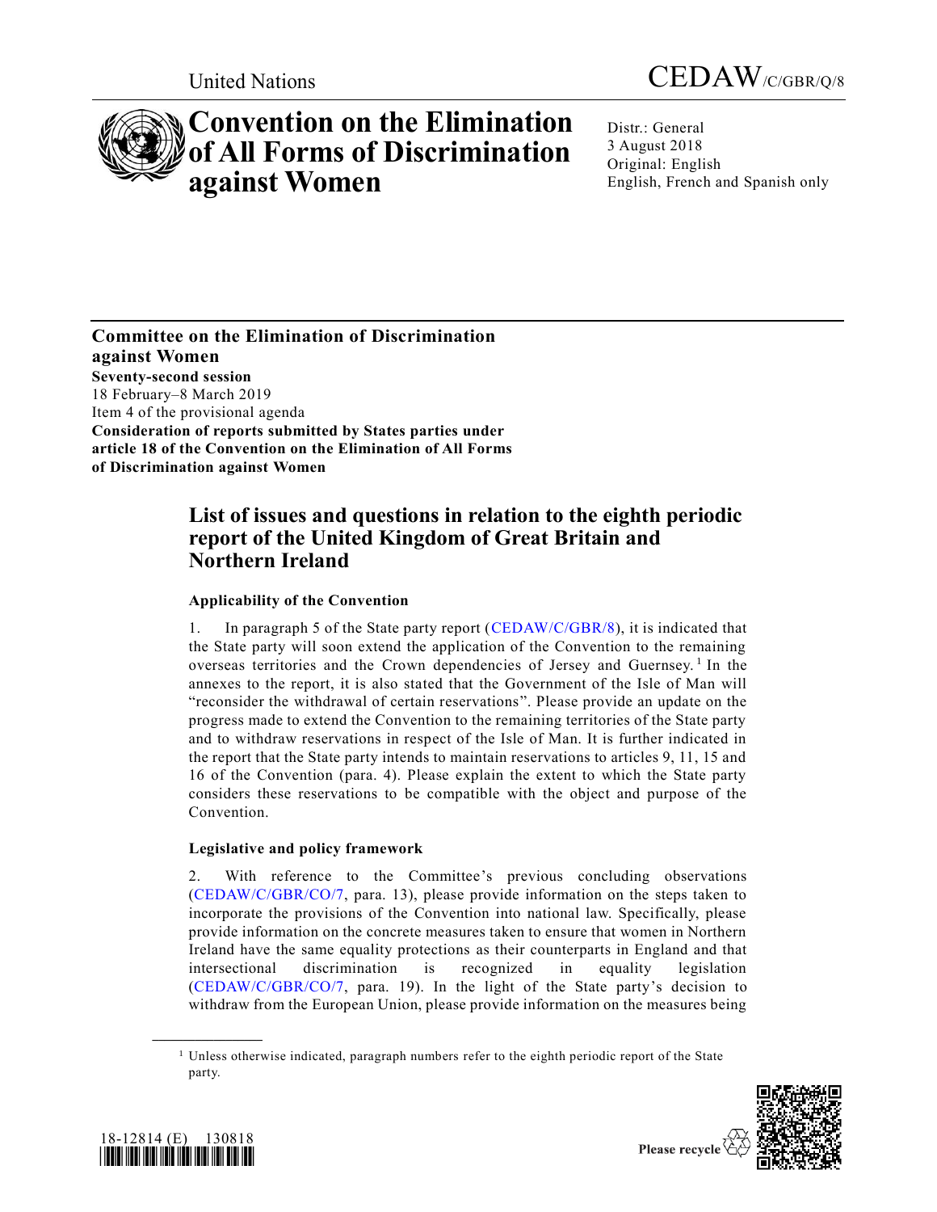United Nations

CEDAW/C/GBR/Q/8

# Convention on the Elimination of All Forms of Discrimination against Women

Distr.: General
3 August 2018
Original: English
English, French and Spanish only

**Committee on the Elimination of Discrimination against Women**
**Seventy-second session**
18 February–8 March 2019
Item 4 of the provisional agenda
**Consideration of reports submitted by States parties under article 18 of the Convention on the Elimination of All Forms of Discrimination against Women**

## List of issues and questions in relation to the eighth periodic report of the United Kingdom of Great Britain and Northern Ireland

### Applicability of the Convention

1. In paragraph 5 of the State party report (CEDAW/C/GBR/8), it is indicated that the State party will soon extend the application of the Convention to the remaining overseas territories and the Crown dependencies of Jersey and Guernsey.[1] In the annexes to the report, it is also stated that the Government of the Isle of Man will "reconsider the withdrawal of certain reservations". Please provide an update on the progress made to extend the Convention to the remaining territories of the State party and to withdraw reservations in respect of the Isle of Man. It is further indicated in the report that the State party intends to maintain reservations to articles 9, 11, 15 and 16 of the Convention (para. 4). Please explain the extent to which the State party considers these reservations to be compatible with the object and purpose of the Convention.

### Legislative and policy framework

2. With reference to the Committee's previous concluding observations (CEDAW/C/GBR/CO/7, para. 13), please provide information on the steps taken to incorporate the provisions of the Convention into national law. Specifically, please provide information on the concrete measures taken to ensure that women in Northern Ireland have the same equality protections as their counterparts in England and that intersectional discrimination is recognized in equality legislation (CEDAW/C/GBR/CO/7, para. 19). In the light of the State party's decision to withdraw from the European Union, please provide information on the measures being

[1] Unless otherwise indicated, paragraph numbers refer to the eighth periodic report of the State party.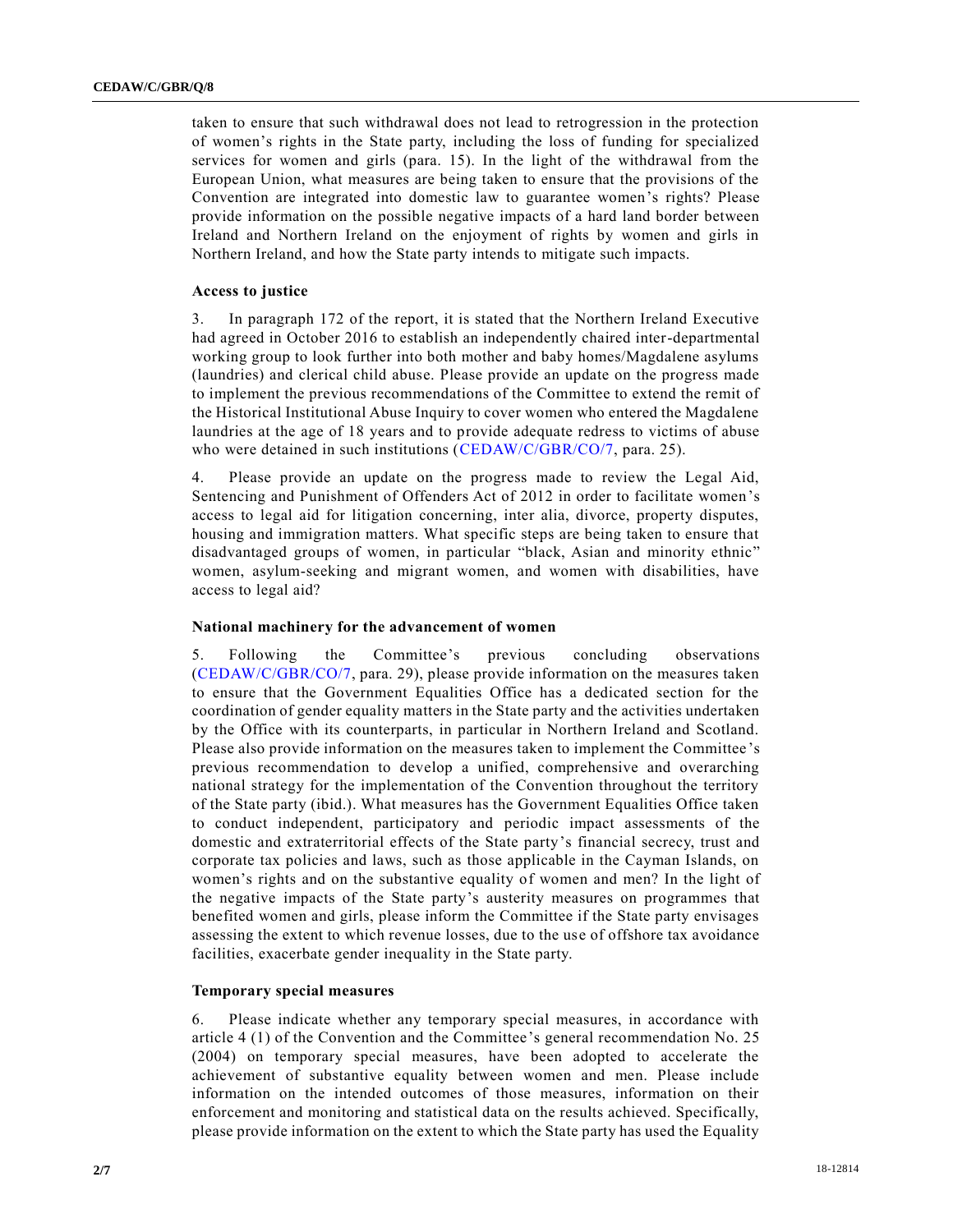taken to ensure that such withdrawal does not lead to retrogression in the protection of women's rights in the State party, including the loss of funding for specialized services for women and girls (para. 15). In the light of the withdrawal from the European Union, what measures are being taken to ensure that the provisions of the Convention are integrated into domestic law to guarantee women's rights? Please provide information on the possible negative impacts of a hard land border between Ireland and Northern Ireland on the enjoyment of rights by women and girls in Northern Ireland, and how the State party intends to mitigate such impacts.

### Access to justice

3. In paragraph 172 of the report, it is stated that the Northern Ireland Executive had agreed in October 2016 to establish an independently chaired inter-departmental working group to look further into both mother and baby homes/Magdalene asylums (laundries) and clerical child abuse. Please provide an update on the progress made to implement the previous recommendations of the Committee to extend the remit of the Historical Institutional Abuse Inquiry to cover women who entered the Magdalene laundries at the age of 18 years and to provide adequate redress to victims of abuse who were detained in such institutions (CEDAW/C/GBR/CO/7, para. 25).

4. Please provide an update on the progress made to review the Legal Aid, Sentencing and Punishment of Offenders Act of 2012 in order to facilitate women's access to legal aid for litigation concerning, inter alia, divorce, property disputes, housing and immigration matters. What specific steps are being taken to ensure that disadvantaged groups of women, in particular "black, Asian and minority ethnic" women, asylum-seeking and migrant women, and women with disabilities, have access to legal aid?

### National machinery for the advancement of women

5. Following the Committee's previous concluding observations (CEDAW/C/GBR/CO/7, para. 29), please provide information on the measures taken to ensure that the Government Equalities Office has a dedicated section for the coordination of gender equality matters in the State party and the activities undertaken by the Office with its counterparts, in particular in Northern Ireland and Scotland. Please also provide information on the measures taken to implement the Committee's previous recommendation to develop a unified, comprehensive and overarching national strategy for the implementation of the Convention throughout the territory of the State party (ibid.). What measures has the Government Equalities Office taken to conduct independent, participatory and periodic impact assessments of the domestic and extraterritorial effects of the State party's financial secrecy, trust and corporate tax policies and laws, such as those applicable in the Cayman Islands, on women's rights and on the substantive equality of women and men? In the light of the negative impacts of the State party's austerity measures on programmes that benefited women and girls, please inform the Committee if the State party envisages assessing the extent to which revenue losses, due to the use of offshore tax avoidance facilities, exacerbate gender inequality in the State party.

### Temporary special measures

6. Please indicate whether any temporary special measures, in accordance with article 4 (1) of the Convention and the Committee's general recommendation No. 25 (2004) on temporary special measures, have been adopted to accelerate the achievement of substantive equality between women and men. Please include information on the intended outcomes of those measures, information on their enforcement and monitoring and statistical data on the results achieved. Specifically, please provide information on the extent to which the State party has used the Equality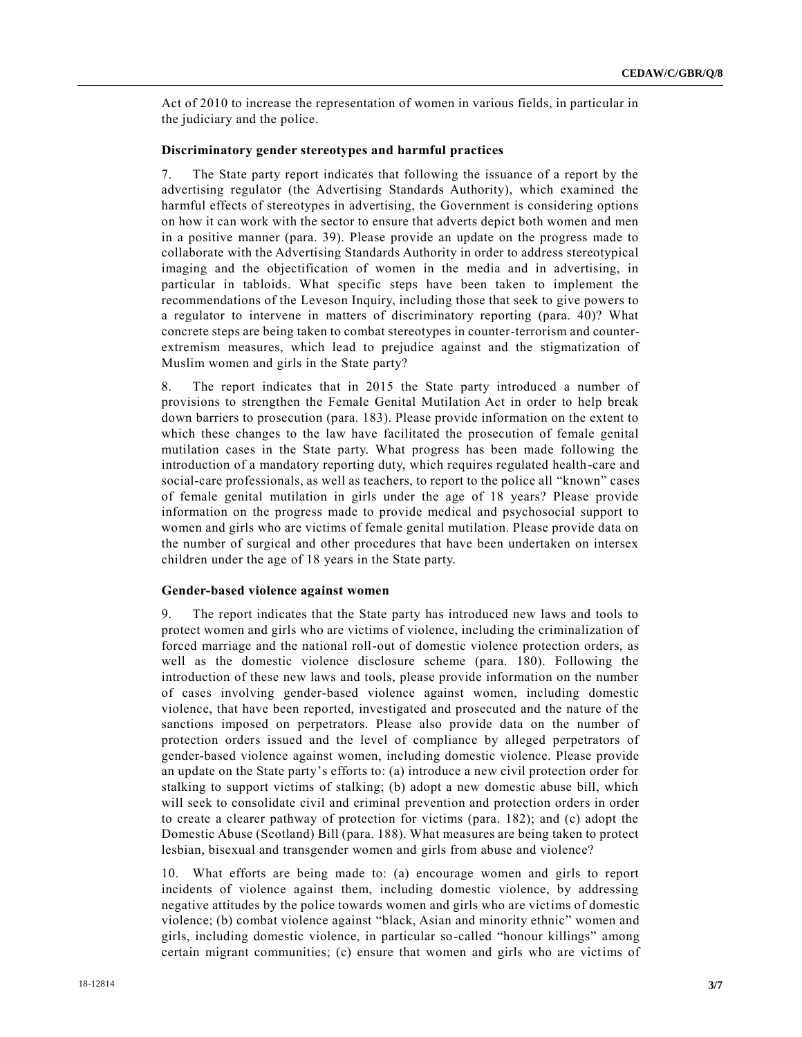Act of 2010 to increase the representation of women in various fields, in particular in the judiciary and the police.

### Discriminatory gender stereotypes and harmful practices

7. The State party report indicates that following the issuance of a report by the advertising regulator (the Advertising Standards Authority), which examined the harmful effects of stereotypes in advertising, the Government is considering options on how it can work with the sector to ensure that adverts depict both women and men in a positive manner (para. 39). Please provide an update on the progress made to collaborate with the Advertising Standards Authority in order to address stereotypical imaging and the objectification of women in the media and in advertising, in particular in tabloids. What specific steps have been taken to implement the recommendations of the Leveson Inquiry, including those that seek to give powers to a regulator to intervene in matters of discriminatory reporting (para. 40)? What concrete steps are being taken to combat stereotypes in counter-terrorism and counter-extremism measures, which lead to prejudice against and the stigmatization of Muslim women and girls in the State party?

8. The report indicates that in 2015 the State party introduced a number of provisions to strengthen the Female Genital Mutilation Act in order to help break down barriers to prosecution (para. 183). Please provide information on the extent to which these changes to the law have facilitated the prosecution of female genital mutilation cases in the State party. What progress has been made following the introduction of a mandatory reporting duty, which requires regulated health-care and social-care professionals, as well as teachers, to report to the police all "known" cases of female genital mutilation in girls under the age of 18 years? Please provide information on the progress made to provide medical and psychosocial support to women and girls who are victims of female genital mutilation. Please provide data on the number of surgical and other procedures that have been undertaken on intersex children under the age of 18 years in the State party.

### Gender-based violence against women

9. The report indicates that the State party has introduced new laws and tools to protect women and girls who are victims of violence, including the criminalization of forced marriage and the national roll-out of domestic violence protection orders, as well as the domestic violence disclosure scheme (para. 180). Following the introduction of these new laws and tools, please provide information on the number of cases involving gender-based violence against women, including domestic violence, that have been reported, investigated and prosecuted and the nature of the sanctions imposed on perpetrators. Please also provide data on the number of protection orders issued and the level of compliance by alleged perpetrators of gender-based violence against women, including domestic violence. Please provide an update on the State party's efforts to: (a) introduce a new civil protection order for stalking to support victims of stalking; (b) adopt a new domestic abuse bill, which will seek to consolidate civil and criminal prevention and protection orders in order to create a clearer pathway of protection for victims (para. 182); and (c) adopt the Domestic Abuse (Scotland) Bill (para. 188). What measures are being taken to protect lesbian, bisexual and transgender women and girls from abuse and violence?

10. What efforts are being made to: (a) encourage women and girls to report incidents of violence against them, including domestic violence, by addressing negative attitudes by the police towards women and girls who are victims of domestic violence; (b) combat violence against "black, Asian and minority ethnic" women and girls, including domestic violence, in particular so-called "honour killings" among certain migrant communities; (c) ensure that women and girls who are victims of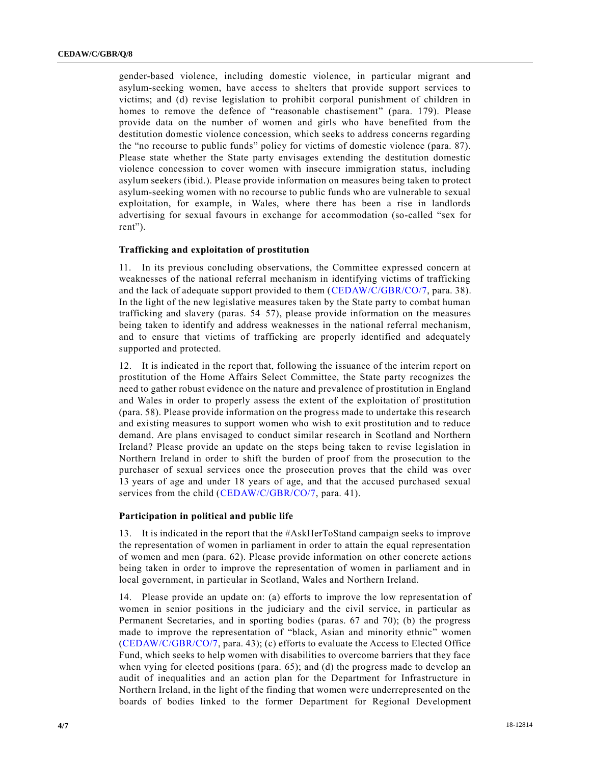gender-based violence, including domestic violence, in particular migrant and asylum-seeking women, have access to shelters that provide support services to victims; and (d) revise legislation to prohibit corporal punishment of children in homes to remove the defence of "reasonable chastisement" (para. 179). Please provide data on the number of women and girls who have benefited from the destitution domestic violence concession, which seeks to address concerns regarding the "no recourse to public funds" policy for victims of domestic violence (para. 87). Please state whether the State party envisages extending the destitution domestic violence concession to cover women with insecure immigration status, including asylum seekers (ibid.). Please provide information on measures being taken to protect asylum-seeking women with no recourse to public funds who are vulnerable to sexual exploitation, for example, in Wales, where there has been a rise in landlords advertising for sexual favours in exchange for accommodation (so-called "sex for rent").

### Trafficking and exploitation of prostitution

11. In its previous concluding observations, the Committee expressed concern at weaknesses of the national referral mechanism in identifying victims of trafficking and the lack of adequate support provided to them (CEDAW/C/GBR/CO/7, para. 38). In the light of the new legislative measures taken by the State party to combat human trafficking and slavery (paras. 54–57), please provide information on the measures being taken to identify and address weaknesses in the national referral mechanism, and to ensure that victims of trafficking are properly identified and adequately supported and protected.

12. It is indicated in the report that, following the issuance of the interim report on prostitution of the Home Affairs Select Committee, the State party recognizes the need to gather robust evidence on the nature and prevalence of prostitution in England and Wales in order to properly assess the extent of the exploitation of prostitution (para. 58). Please provide information on the progress made to undertake this research and existing measures to support women who wish to exit prostitution and to reduce demand. Are plans envisaged to conduct similar research in Scotland and Northern Ireland? Please provide an update on the steps being taken to revise legislation in Northern Ireland in order to shift the burden of proof from the prosecution to the purchaser of sexual services once the prosecution proves that the child was over 13 years of age and under 18 years of age, and that the accused purchased sexual services from the child (CEDAW/C/GBR/CO/7, para. 41).

### Participation in political and public life

13. It is indicated in the report that the #AskHerToStand campaign seeks to improve the representation of women in parliament in order to attain the equal representation of women and men (para. 62). Please provide information on other concrete actions being taken in order to improve the representation of women in parliament and in local government, in particular in Scotland, Wales and Northern Ireland.

14. Please provide an update on: (a) efforts to improve the low representation of women in senior positions in the judiciary and the civil service, in particular as Permanent Secretaries, and in sporting bodies (paras. 67 and 70); (b) the progress made to improve the representation of "black, Asian and minority ethnic" women (CEDAW/C/GBR/CO/7, para. 43); (c) efforts to evaluate the Access to Elected Office Fund, which seeks to help women with disabilities to overcome barriers that they face when vying for elected positions (para. 65); and (d) the progress made to develop an audit of inequalities and an action plan for the Department for Infrastructure in Northern Ireland, in the light of the finding that women were underrepresented on the boards of bodies linked to the former Department for Regional Development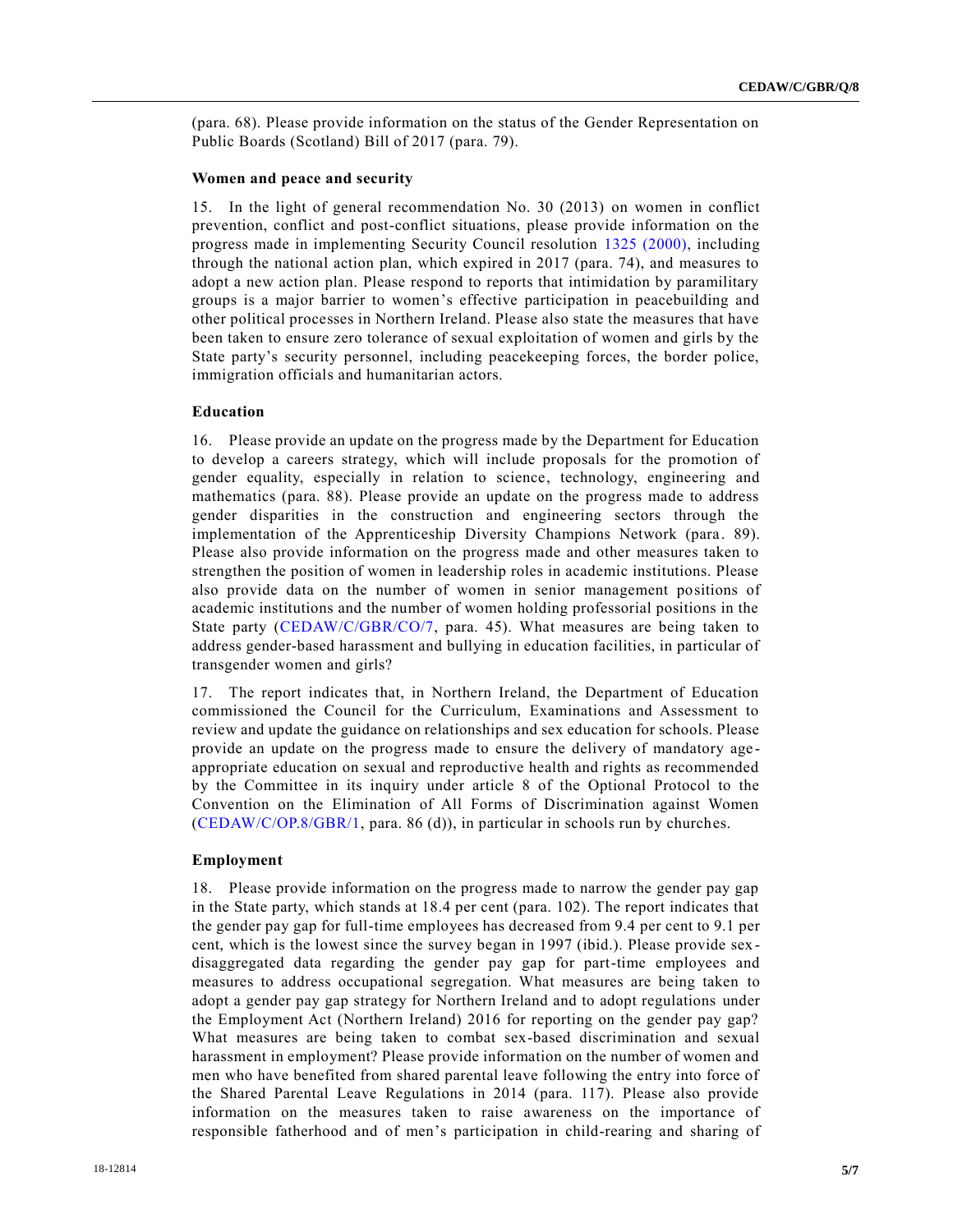(para. 68). Please provide information on the status of the Gender Representation on Public Boards (Scotland) Bill of 2017 (para. 79).

### Women and peace and security

15. In the light of general recommendation No. 30 (2013) on women in conflict prevention, conflict and post-conflict situations, please provide information on the progress made in implementing Security Council resolution 1325 (2000), including through the national action plan, which expired in 2017 (para. 74), and measures to adopt a new action plan. Please respond to reports that intimidation by paramilitary groups is a major barrier to women's effective participation in peacebuilding and other political processes in Northern Ireland. Please also state the measures that have been taken to ensure zero tolerance of sexual exploitation of women and girls by the State party's security personnel, including peacekeeping forces, the border police, immigration officials and humanitarian actors.

### Education

16. Please provide an update on the progress made by the Department for Education to develop a careers strategy, which will include proposals for the promotion of gender equality, especially in relation to science, technology, engineering and mathematics (para. 88). Please provide an update on the progress made to address gender disparities in the construction and engineering sectors through the implementation of the Apprenticeship Diversity Champions Network (para. 89). Please also provide information on the progress made and other measures taken to strengthen the position of women in leadership roles in academic institutions. Please also provide data on the number of women in senior management positions of academic institutions and the number of women holding professorial positions in the State party (CEDAW/C/GBR/CO/7, para. 45). What measures are being taken to address gender-based harassment and bullying in education facilities, in particular of transgender women and girls?

17. The report indicates that, in Northern Ireland, the Department of Education commissioned the Council for the Curriculum, Examinations and Assessment to review and update the guidance on relationships and sex education for schools. Please provide an update on the progress made to ensure the delivery of mandatory age-appropriate education on sexual and reproductive health and rights as recommended by the Committee in its inquiry under article 8 of the Optional Protocol to the Convention on the Elimination of All Forms of Discrimination against Women (CEDAW/C/OP.8/GBR/1, para. 86 (d)), in particular in schools run by churches.

### Employment

18. Please provide information on the progress made to narrow the gender pay gap in the State party, which stands at 18.4 per cent (para. 102). The report indicates that the gender pay gap for full-time employees has decreased from 9.4 per cent to 9.1 per cent, which is the lowest since the survey began in 1997 (ibid.). Please provide sex-disaggregated data regarding the gender pay gap for part-time employees and measures to address occupational segregation. What measures are being taken to adopt a gender pay gap strategy for Northern Ireland and to adopt regulations under the Employment Act (Northern Ireland) 2016 for reporting on the gender pay gap? What measures are being taken to combat sex-based discrimination and sexual harassment in employment? Please provide information on the number of women and men who have benefited from shared parental leave following the entry into force of the Shared Parental Leave Regulations in 2014 (para. 117). Please also provide information on the measures taken to raise awareness on the importance of responsible fatherhood and of men's participation in child-rearing and sharing of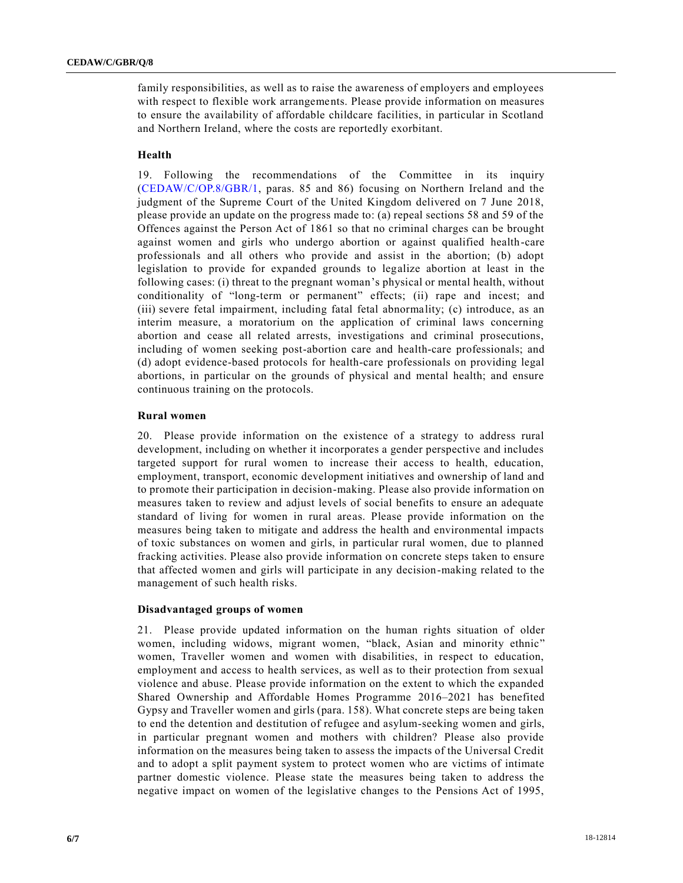family responsibilities, as well as to raise the awareness of employers and employees with respect to flexible work arrangements. Please provide information on measures to ensure the availability of affordable childcare facilities, in particular in Scotland and Northern Ireland, where the costs are reportedly exorbitant.

### Health

19. Following the recommendations of the Committee in its inquiry (CEDAW/C/OP.8/GBR/1, paras. 85 and 86) focusing on Northern Ireland and the judgment of the Supreme Court of the United Kingdom delivered on 7 June 2018, please provide an update on the progress made to: (a) repeal sections 58 and 59 of the Offences against the Person Act of 1861 so that no criminal charges can be brought against women and girls who undergo abortion or against qualified health-care professionals and all others who provide and assist in the abortion; (b) adopt legislation to provide for expanded grounds to legalize abortion at least in the following cases: (i) threat to the pregnant woman's physical or mental health, without conditionality of "long-term or permanent" effects; (ii) rape and incest; and (iii) severe fetal impairment, including fatal fetal abnormality; (c) introduce, as an interim measure, a moratorium on the application of criminal laws concerning abortion and cease all related arrests, investigations and criminal prosecutions, including of women seeking post-abortion care and health-care professionals; and (d) adopt evidence-based protocols for health-care professionals on providing legal abortions, in particular on the grounds of physical and mental health; and ensure continuous training on the protocols.

### Rural women

20. Please provide information on the existence of a strategy to address rural development, including on whether it incorporates a gender perspective and includes targeted support for rural women to increase their access to health, education, employment, transport, economic development initiatives and ownership of land and to promote their participation in decision-making. Please also provide information on measures taken to review and adjust levels of social benefits to ensure an adequate standard of living for women in rural areas. Please provide information on the measures being taken to mitigate and address the health and environmental impacts of toxic substances on women and girls, in particular rural women, due to planned fracking activities. Please also provide information on concrete steps taken to ensure that affected women and girls will participate in any decision-making related to the management of such health risks.

### Disadvantaged groups of women

21. Please provide updated information on the human rights situation of older women, including widows, migrant women, "black, Asian and minority ethnic" women, Traveller women and women with disabilities, in respect to education, employment and access to health services, as well as to their protection from sexual violence and abuse. Please provide information on the extent to which the expanded Shared Ownership and Affordable Homes Programme 2016–2021 has benefited Gypsy and Traveller women and girls (para. 158). What concrete steps are being taken to end the detention and destitution of refugee and asylum-seeking women and girls, in particular pregnant women and mothers with children? Please also provide information on the measures being taken to assess the impacts of the Universal Credit and to adopt a split payment system to protect women who are victims of intimate partner domestic violence. Please state the measures being taken to address the negative impact on women of the legislative changes to the Pensions Act of 1995,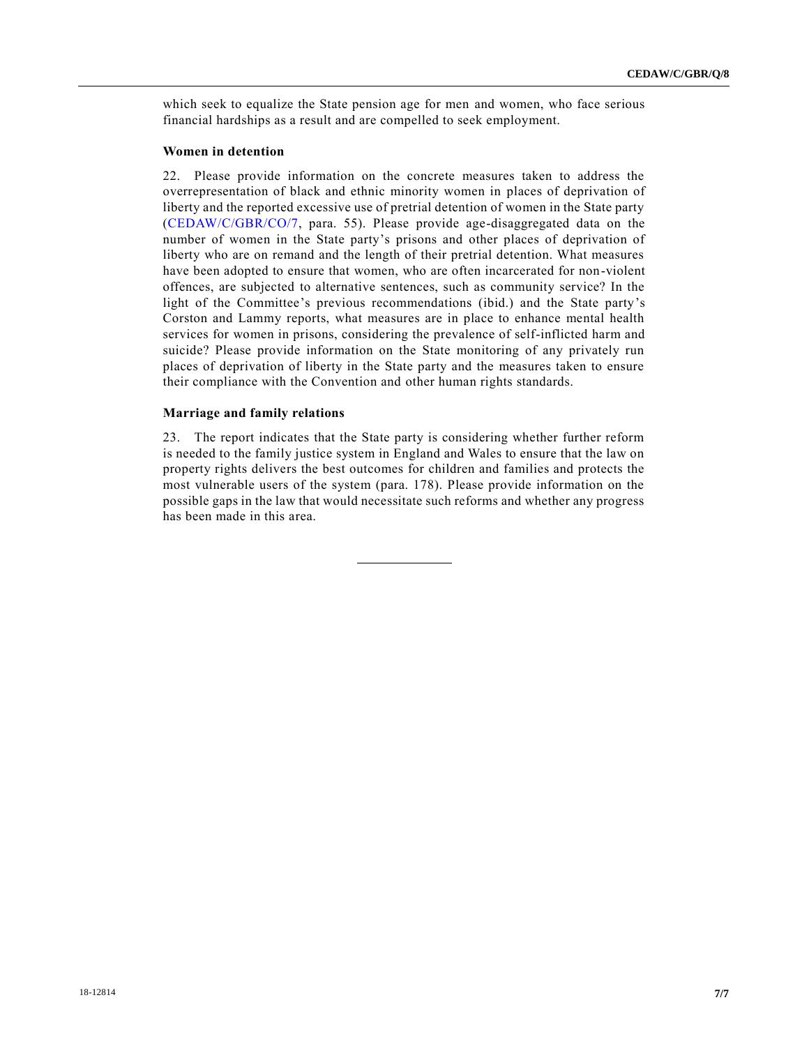which seek to equalize the State pension age for men and women, who face serious financial hardships as a result and are compelled to seek employment.

### Women in detention

22. Please provide information on the concrete measures taken to address the overrepresentation of black and ethnic minority women in places of deprivation of liberty and the reported excessive use of pretrial detention of women in the State party (CEDAW/C/GBR/CO/7, para. 55). Please provide age-disaggregated data on the number of women in the State party's prisons and other places of deprivation of liberty who are on remand and the length of their pretrial detention. What measures have been adopted to ensure that women, who are often incarcerated for non-violent offences, are subjected to alternative sentences, such as community service? In the light of the Committee's previous recommendations (ibid.) and the State party's Corston and Lammy reports, what measures are in place to enhance mental health services for women in prisons, considering the prevalence of self-inflicted harm and suicide? Please provide information on the State monitoring of any privately run places of deprivation of liberty in the State party and the measures taken to ensure their compliance with the Convention and other human rights standards.

### Marriage and family relations

23. The report indicates that the State party is considering whether further reform is needed to the family justice system in England and Wales to ensure that the law on property rights delivers the best outcomes for children and families and protects the most vulnerable users of the system (para. 178). Please provide information on the possible gaps in the law that would necessitate such reforms and whether any progress has been made in this area.